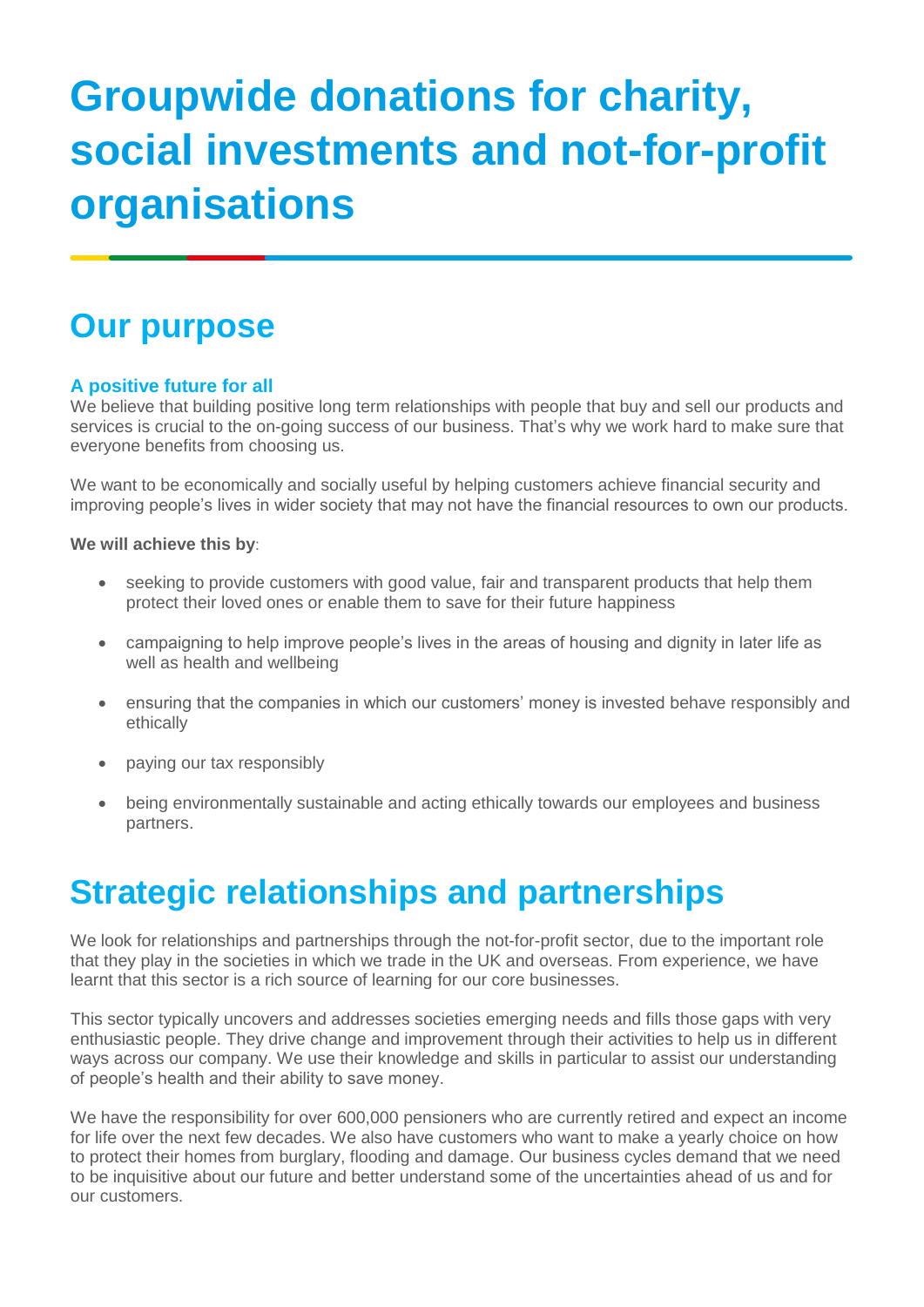# Groupwide donations for charity, social investments and not-for-profit organisations

## Our purpose

### A positive future for all

We believe that building positive long term relationships with people that buy and sell our products and services is crucial to the on-going success of our business. That's why we work hard to make sure that everyone benefits from choosing us.

We want to be economically and socially useful by helping customers achieve financial security and improving people's lives in wider society that may not have the financial resources to own our products.

**We will achieve this by**:

- seeking to provide customers with good value, fair and transparent products that help them protect their loved ones or enable them to save for their future happiness
- campaigning to help improve people's lives in the areas of housing and dignity in later life as well as health and wellbeing
- ensuring that the companies in which our customers' money is invested behave responsibly and ethically
- paying our tax responsibly
- being environmentally sustainable and acting ethically towards our employees and business partners.

## Strategic relationships and partnerships

We look for relationships and partnerships through the not-for-profit sector, due to the important role that they play in the societies in which we trade in the UK and overseas. From experience, we have learnt that this sector is a rich source of learning for our core businesses.

This sector typically uncovers and addresses societies emerging needs and fills those gaps with very enthusiastic people. They drive change and improvement through their activities to help us in different ways across our company. We use their knowledge and skills in particular to assist our understanding of people's health and their ability to save money.

We have the responsibility for over 600,000 pensioners who are currently retired and expect an income for life over the next few decades. We also have customers who want to make a yearly choice on how to protect their homes from burglary, flooding and damage. Our business cycles demand that we need to be inquisitive about our future and better understand some of the uncertainties ahead of us and for our customers.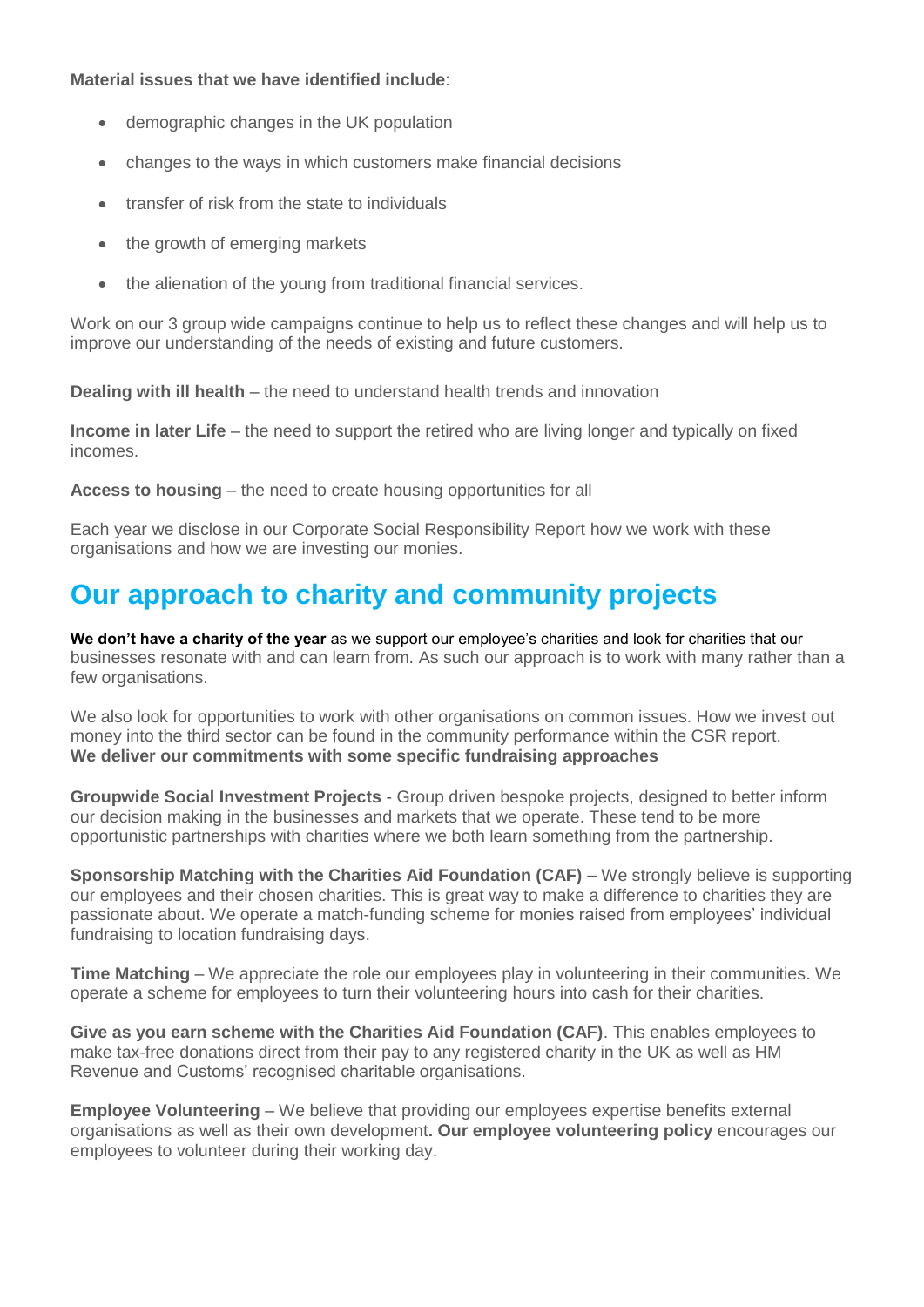**Material issues that we have identified include**:

- demographic changes in the UK population
- changes to the ways in which customers make financial decisions
- transfer of risk from the state to individuals
- the growth of emerging markets
- the alienation of the young from traditional financial services.

Work on our 3 group wide campaigns continue to help us to reflect these changes and will help us to improve our understanding of the needs of existing and future customers.

**Dealing with ill health** – the need to understand health trends and innovation

**Income in later Life** – the need to support the retired who are living longer and typically on fixed incomes.

**Access to housing** – the need to create housing opportunities for all

Each year we disclose in our Corporate Social Responsibility Report how we work with these organisations and how we are investing our monies.

## Our approach to charity and community projects

**We don't have a charity of the year** as we support our employee's charities and look for charities that our businesses resonate with and can learn from. As such our approach is to work with many rather than a few organisations.

We also look for opportunities to work with other organisations on common issues. How we invest out money into the third sector can be found in the community performance within the CSR report.
**We deliver our commitments with some specific fundraising approaches**

**Groupwide Social Investment Projects** - Group driven bespoke projects, designed to better inform our decision making in the businesses and markets that we operate. These tend to be more opportunistic partnerships with charities where we both learn something from the partnership.

**Sponsorship Matching with the Charities Aid Foundation (CAF) –** We strongly believe is supporting our employees and their chosen charities. This is great way to make a difference to charities they are passionate about. We operate a match-funding scheme for monies raised from employees' individual fundraising to location fundraising days.

**Time Matching** – We appreciate the role our employees play in volunteering in their communities. We operate a scheme for employees to turn their volunteering hours into cash for their charities.

**Give as you earn scheme with the Charities Aid Foundation (CAF)**. This enables employees to make tax-free donations direct from their pay to any registered charity in the UK as well as HM Revenue and Customs' recognised charitable organisations.

**Employee Volunteering** – We believe that providing our employees expertise benefits external organisations as well as their own development**. Our employee volunteering policy** encourages our employees to volunteer during their working day.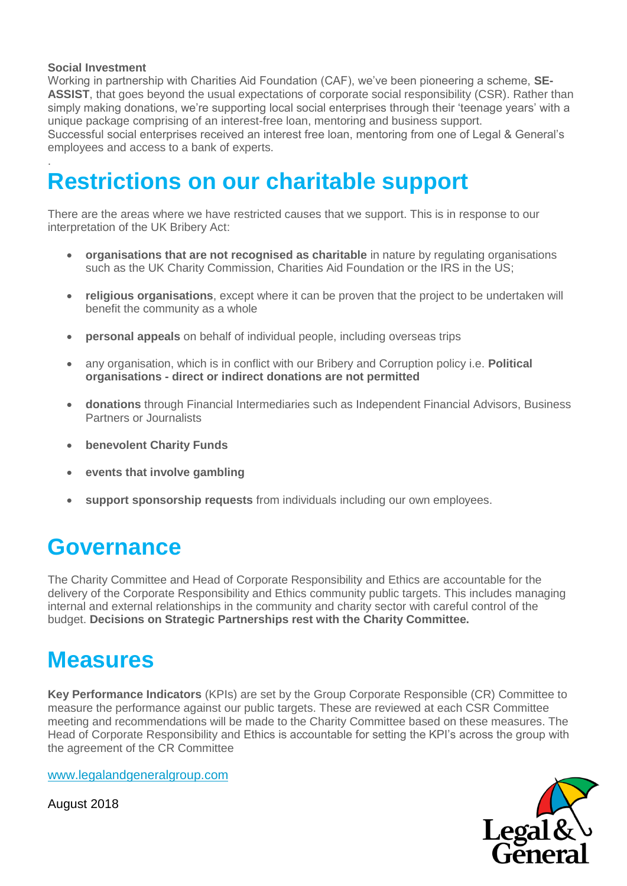**Social Investment**

Working in partnership with Charities Aid Foundation (CAF), we've been pioneering a scheme, **SE-ASSIST**, that goes beyond the usual expectations of corporate social responsibility (CSR). Rather than simply making donations, we're supporting local social enterprises through their 'teenage years' with a unique package comprising of an interest-free loan, mentoring and business support.
Successful social enterprises received an interest free loan, mentoring from one of Legal & General's employees and access to a bank of experts.

.

# Restrictions on our charitable support

There are the areas where we have restricted causes that we support. This is in response to our interpretation of the UK Bribery Act:

- **organisations that are not recognised as charitable** in nature by regulating organisations such as the UK Charity Commission, Charities Aid Foundation or the IRS in the US;
- **religious organisations**, except where it can be proven that the project to be undertaken will benefit the community as a whole
- **personal appeals** on behalf of individual people, including overseas trips
- any organisation, which is in conflict with our Bribery and Corruption policy i.e. **Political organisations - direct or indirect donations are not permitted**
- **donations** through Financial Intermediaries such as Independent Financial Advisors, Business Partners or Journalists
- **benevolent Charity Funds**
- **events that involve gambling**
- **support sponsorship requests** from individuals including our own employees.

# Governance

The Charity Committee and Head of Corporate Responsibility and Ethics are accountable for the delivery of the Corporate Responsibility and Ethics community public targets. This includes managing internal and external relationships in the community and charity sector with careful control of the budget. **Decisions on Strategic Partnerships rest with the Charity Committee.**

# Measures

**Key Performance Indicators** (KPIs) are set by the Group Corporate Responsible (CR) Committee to measure the performance against our public targets. These are reviewed at each CSR Committee meeting and recommendations will be made to the Charity Committee based on these measures. The Head of Corporate Responsibility and Ethics is accountable for setting the KPI's across the group with the agreement of the CR Committee

www.legalandgeneralgroup.com

August 2018